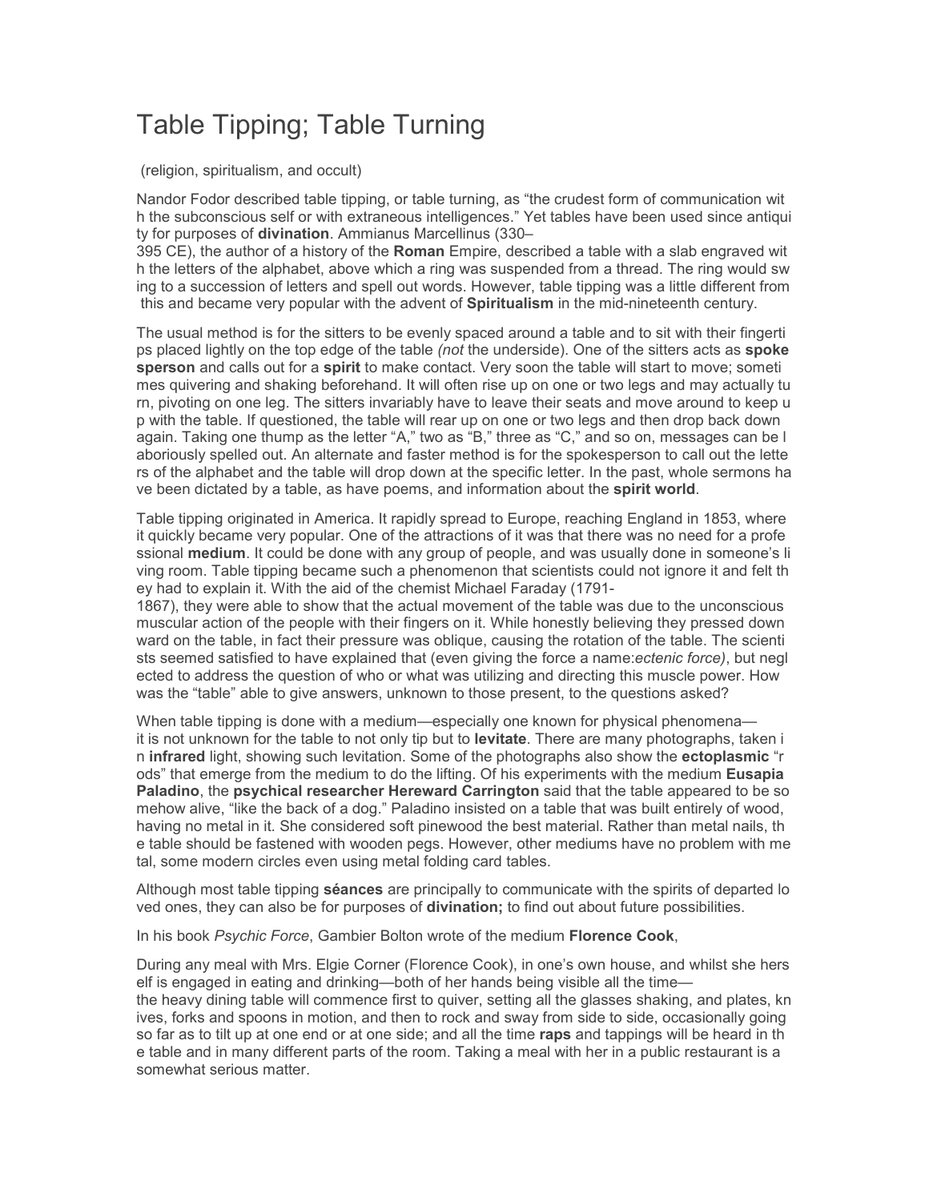# Table Tipping; Table Turning

(religion, spiritualism, and occult)

Nandor Fodor described table tipping, or table turning, as "the crudest form of communication with the subconscious self or with extraneous intelligences." Yet tables have been used since antiquity for purposes of **divination**. Ammianus Marcellinus (330–395 CE), the author of a history of the **Roman** Empire, described a table with a slab engraved with the letters of the alphabet, above which a ring was suspended from a thread. The ring would swing to a succession of letters and spell out words. However, table tipping was a little different from this and became very popular with the advent of **Spiritualism** in the mid-nineteenth century.

The usual method is for the sitters to be evenly spaced around a table and to sit with their fingertips placed lightly on the top edge of the table *(not* the underside). One of the sitters acts as **spokesperson** and calls out for a **spirit** to make contact. Very soon the table will start to move; sometimes quivering and shaking beforehand. It will often rise up on one or two legs and may actually turn, pivoting on one leg. The sitters invariably have to leave their seats and move around to keep up with the table. If questioned, the table will rear up on one or two legs and then drop back down again. Taking one thump as the letter "A," two as "B," three as "C," and so on, messages can be laboriously spelled out. An alternate and faster method is for the spokesperson to call out the letters of the alphabet and the table will drop down at the specific letter. In the past, whole sermons have been dictated by a table, as have poems, and information about the **spirit world**.

Table tipping originated in America. It rapidly spread to Europe, reaching England in 1853, where it quickly became very popular. One of the attractions of it was that there was no need for a professional **medium**. It could be done with any group of people, and was usually done in someone's living room. Table tipping became such a phenomenon that scientists could not ignore it and felt they had to explain it. With the aid of the chemist Michael Faraday (1791-1867), they were able to show that the actual movement of the table was due to the unconscious muscular action of the people with their fingers on it. While honestly believing they pressed downward on the table, in fact their pressure was oblique, causing the rotation of the table. The scientists seemed satisfied to have explained that (even giving the force a name:*ectenic force)*, but neglected to address the question of who or what was utilizing and directing this muscle power. How was the "table" able to give answers, unknown to those present, to the questions asked?

When table tipping is done with a medium—especially one known for physical phenomena—it is not unknown for the table to not only tip but to **levitate**. There are many photographs, taken in **infrared** light, showing such levitation. Some of the photographs also show the **ectoplasmic** "rods" that emerge from the medium to do the lifting. Of his experiments with the medium **Eusapia Paladino**, the **psychical researcher Hereward Carrington** said that the table appeared to be somehow alive, "like the back of a dog." Paladino insisted on a table that was built entirely of wood, having no metal in it. She considered soft pinewood the best material. Rather than metal nails, the table should be fastened with wooden pegs. However, other mediums have no problem with metal, some modern circles even using metal folding card tables.

Although most table tipping **séances** are principally to communicate with the spirits of departed loved ones, they can also be for purposes of **divination;** to find out about future possibilities.

In his book *Psychic Force*, Gambier Bolton wrote of the medium **Florence Cook**,

During any meal with Mrs. Elgie Corner (Florence Cook), in one's own house, and whilst she herself is engaged in eating and drinking—both of her hands being visible all the time—the heavy dining table will commence first to quiver, setting all the glasses shaking, and plates, knives, forks and spoons in motion, and then to rock and sway from side to side, occasionally going so far as to tilt up at one end or at one side; and all the time **raps** and tappings will be heard in the table and in many different parts of the room. Taking a meal with her in a public restaurant is a somewhat serious matter.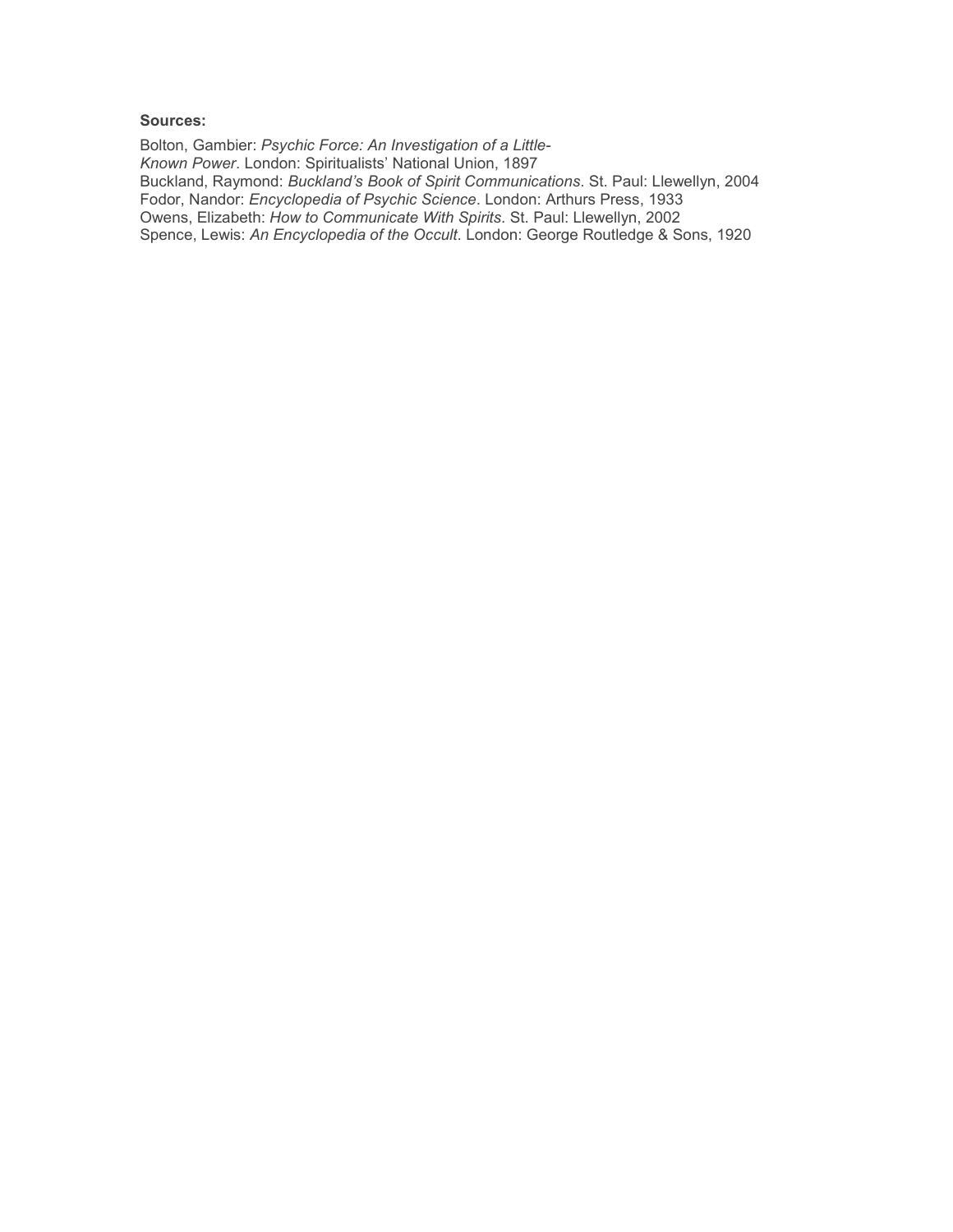**Sources:**

Bolton, Gambier: *Psychic Force: An Investigation of a Little-Known Power*. London: Spiritualists' National Union, 1897
Buckland, Raymond: *Buckland's Book of Spirit Communications*. St. Paul: Llewellyn, 2004
Fodor, Nandor: *Encyclopedia of Psychic Science*. London: Arthurs Press, 1933
Owens, Elizabeth: *How to Communicate With Spirits*. St. Paul: Llewellyn, 2002
Spence, Lewis: *An Encyclopedia of the Occult*. London: George Routledge & Sons, 1920